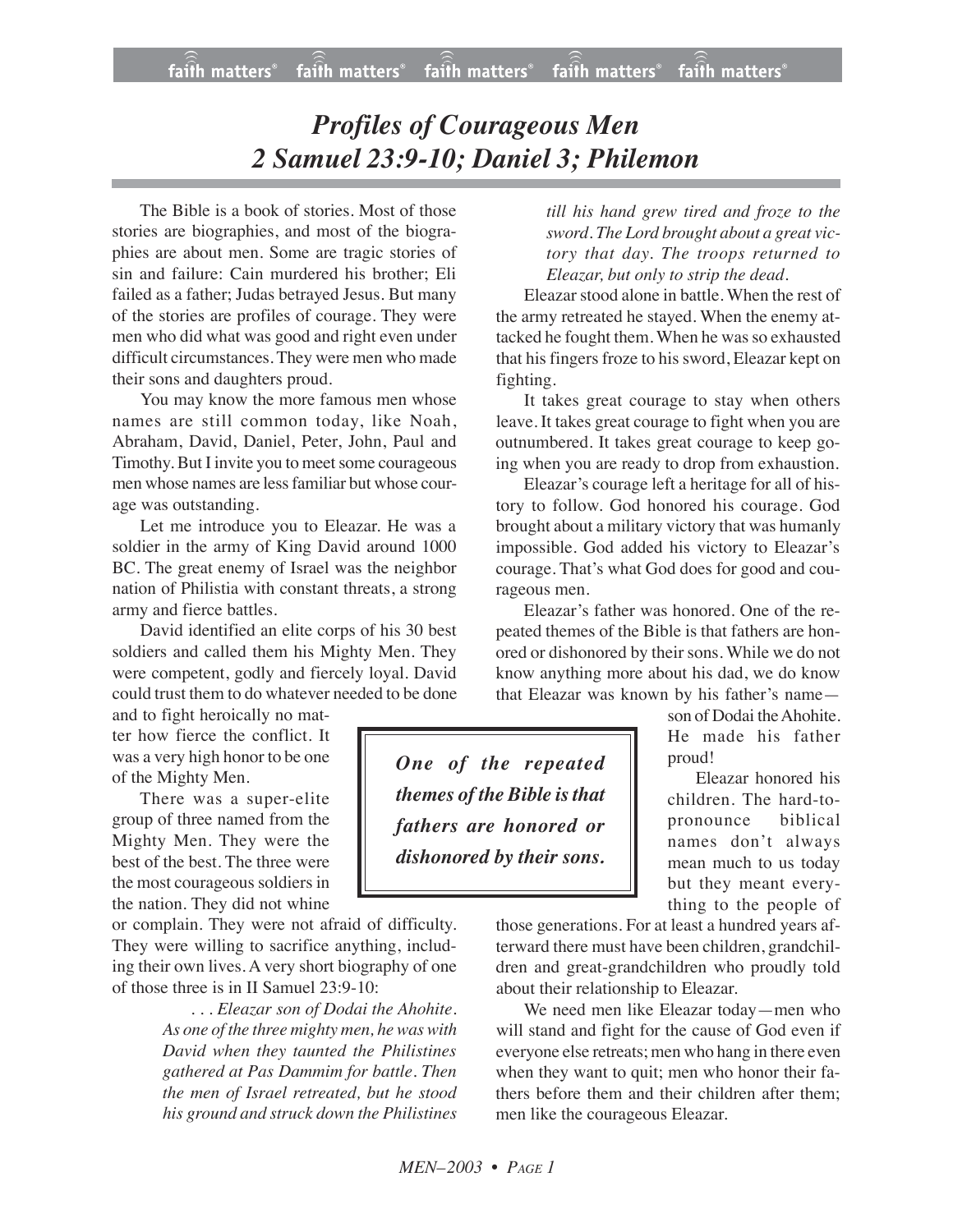# *Profiles of Courageous Men*
# *2 Samuel 23:9-10; Daniel 3; Philemon*

The Bible is a book of stories. Most of those stories are biographies, and most of the biographies are about men. Some are tragic stories of sin and failure: Cain murdered his brother; Eli failed as a father; Judas betrayed Jesus. But many of the stories are profiles of courage. They were men who did what was good and right even under difficult circumstances. They were men who made their sons and daughters proud.

You may know the more famous men whose names are still common today, like Noah, Abraham, David, Daniel, Peter, John, Paul and Timothy. But I invite you to meet some courageous men whose names are less familiar but whose courage was outstanding.

Let me introduce you to Eleazar. He was a soldier in the army of King David around 1000 BC. The great enemy of Israel was the neighbor nation of Philistia with constant threats, a strong army and fierce battles.

David identified an elite corps of his 30 best soldiers and called them his Mighty Men. They were competent, godly and fiercely loyal. David could trust them to do whatever needed to be done and to fight heroically no matter how fierce the conflict. It was a very high honor to be one of the Mighty Men.

There was a super-elite group of three named from the Mighty Men. They were the best of the best. The three were the most courageous soldiers in the nation. They did not whine or complain. They were not afraid of difficulty. They were willing to sacrifice anything, including their own lives. A very short biography of one of those three is in II Samuel 23:9-10:

> *. . . Eleazar son of Dodai the Ahohite. As one of the three mighty men, he was with David when they taunted the Philistines gathered at Pas Dammim for battle. Then the men of Israel retreated, but he stood his ground and struck down the Philistines till his hand grew tired and froze to the sword. The Lord brought about a great victory that day. The troops returned to Eleazar, but only to strip the dead.*

Eleazar stood alone in battle. When the rest of the army retreated he stayed. When the enemy attacked he fought them. When he was so exhausted that his fingers froze to his sword, Eleazar kept on fighting.

It takes great courage to stay when others leave. It takes great courage to fight when you are outnumbered. It takes great courage to keep going when you are ready to drop from exhaustion.

Eleazar's courage left a heritage for all of history to follow. God honored his courage. God brought about a military victory that was humanly impossible. God added his victory to Eleazar's courage. That's what God does for good and courageous men.

Eleazar's father was honored. One of the repeated themes of the Bible is that fathers are honored or dishonored by their sons. While we do not know anything more about his dad, we do know that Eleazar was known by his father's name—son of Dodai the Ahohite. He made his father proud!

> ***One of the repeated themes of the Bible is that fathers are honored or dishonored by their sons.***

Eleazar honored his children. The hard-to-pronounce biblical names don't always mean much to us today but they meant everything to the people of those generations. For at least a hundred years afterward there must have been children, grandchildren and great-grandchildren who proudly told about their relationship to Eleazar.

We need men like Eleazar today—men who will stand and fight for the cause of God even if everyone else retreats; men who hang in there even when they want to quit; men who honor their fathers before them and their children after them; men like the courageous Eleazar.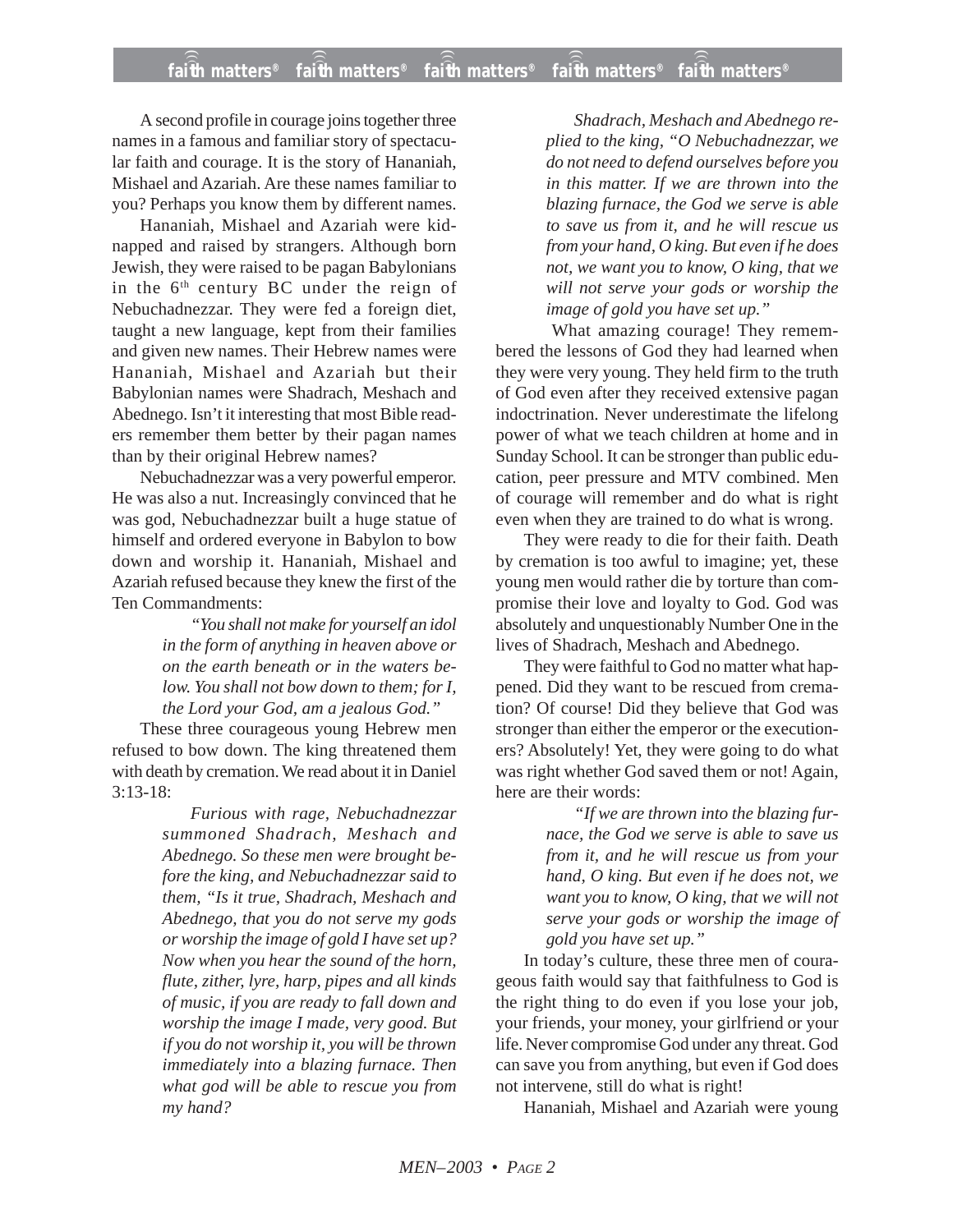A second profile in courage joins together three names in a famous and familiar story of spectacular faith and courage. It is the story of Hananiah, Mishael and Azariah. Are these names familiar to you? Perhaps you know them by different names.

Hananiah, Mishael and Azariah were kidnapped and raised by strangers. Although born Jewish, they were raised to be pagan Babylonians in the 6th century BC under the reign of Nebuchadnezzar. They were fed a foreign diet, taught a new language, kept from their families and given new names. Their Hebrew names were Hananiah, Mishael and Azariah but their Babylonian names were Shadrach, Meshach and Abednego. Isn't it interesting that most Bible readers remember them better by their pagan names than by their original Hebrew names?

Nebuchadnezzar was a very powerful emperor. He was also a nut. Increasingly convinced that he was god, Nebuchadnezzar built a huge statue of himself and ordered everyone in Babylon to bow down and worship it. Hananiah, Mishael and Azariah refused because they knew the first of the Ten Commandments:

> *"You shall not make for yourself an idol in the form of anything in heaven above or on the earth beneath or in the waters below. You shall not bow down to them; for I, the Lord your God, am a jealous God."*

These three courageous young Hebrew men refused to bow down. The king threatened them with death by cremation. We read about it in Daniel 3:13-18:

> *Furious with rage, Nebuchadnezzar summoned Shadrach, Meshach and Abednego. So these men were brought before the king, and Nebuchadnezzar said to them, "Is it true, Shadrach, Meshach and Abednego, that you do not serve my gods or worship the image of gold I have set up? Now when you hear the sound of the horn, flute, zither, lyre, harp, pipes and all kinds of music, if you are ready to fall down and worship the image I made, very good. But if you do not worship it, you will be thrown immediately into a blazing furnace. Then what god will be able to rescue you from my hand?*
>
> *Shadrach, Meshach and Abednego replied to the king, "O Nebuchadnezzar, we do not need to defend ourselves before you in this matter. If we are thrown into the blazing furnace, the God we serve is able to save us from it, and he will rescue us from your hand, O king. But even if he does not, we want you to know, O king, that we will not serve your gods or worship the image of gold you have set up."*

What amazing courage! They remembered the lessons of God they had learned when they were very young. They held firm to the truth of God even after they received extensive pagan indoctrination. Never underestimate the lifelong power of what we teach children at home and in Sunday School. It can be stronger than public education, peer pressure and MTV combined. Men of courage will remember and do what is right even when they are trained to do what is wrong.

They were ready to die for their faith. Death by cremation is too awful to imagine; yet, these young men would rather die by torture than compromise their love and loyalty to God. God was absolutely and unquestionably Number One in the lives of Shadrach, Meshach and Abednego.

They were faithful to God no matter what happened. Did they want to be rescued from cremation? Of course! Did they believe that God was stronger than either the emperor or the executioners? Absolutely! Yet, they were going to do what was right whether God saved them or not! Again, here are their words:

> *"If we are thrown into the blazing furnace, the God we serve is able to save us from it, and he will rescue us from your hand, O king. But even if he does not, we want you to know, O king, that we will not serve your gods or worship the image of gold you have set up."*

In today's culture, these three men of courageous faith would say that faithfulness to God is the right thing to do even if you lose your job, your friends, your money, your girlfriend or your life. Never compromise God under any threat. God can save you from anything, but even if God does not intervene, still do what is right!

Hananiah, Mishael and Azariah were young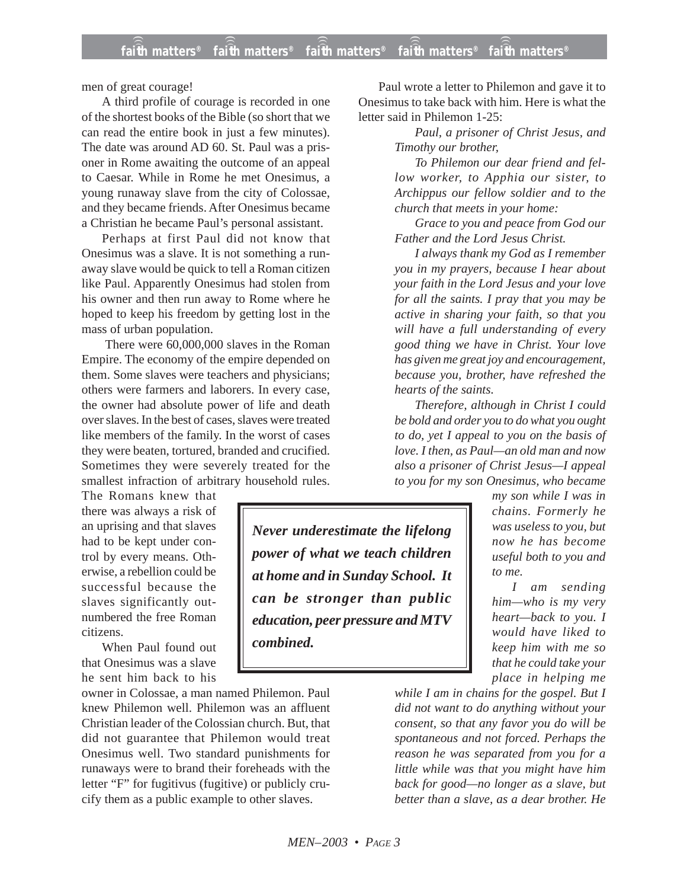men of great courage!

A third profile of courage is recorded in one of the shortest books of the Bible (so short that we can read the entire book in just a few minutes). The date was around AD 60. St. Paul was a prisoner in Rome awaiting the outcome of an appeal to Caesar. While in Rome he met Onesimus, a young runaway slave from the city of Colossae, and they became friends. After Onesimus became a Christian he became Paul's personal assistant.

Perhaps at first Paul did not know that Onesimus was a slave. It is not something a runaway slave would be quick to tell a Roman citizen like Paul. Apparently Onesimus had stolen from his owner and then run away to Rome where he hoped to keep his freedom by getting lost in the mass of urban population.

There were 60,000,000 slaves in the Roman Empire. The economy of the empire depended on them. Some slaves were teachers and physicians; others were farmers and laborers. In every case, the owner had absolute power of life and death over slaves. In the best of cases, slaves were treated like members of the family. In the worst of cases they were beaten, tortured, branded and crucified. Sometimes they were severely treated for the smallest infraction of arbitrary household rules. The Romans knew that there was always a risk of an uprising and that slaves had to be kept under control by every means. Otherwise, a rebellion could be successful because the slaves significantly outnumbered the free Roman citizens.

When Paul found out that Onesimus was a slave he sent him back to his owner in Colossae, a man named Philemon. Paul knew Philemon well. Philemon was an affluent Christian leader of the Colossian church. But, that did not guarantee that Philemon would treat Onesimus well. Two standard punishments for runaways were to brand their foreheads with the letter "F" for fugitivus (fugitive) or publicly crucify them as a public example to other slaves.

> ***Never underestimate the lifelong power of what we teach children at home and in Sunday School. It can be stronger than public education, peer pressure and MTV combined.***

Paul wrote a letter to Philemon and gave it to Onesimus to take back with him. Here is what the letter said in Philemon 1-25:

> *Paul, a prisoner of Christ Jesus, and Timothy our brother,*
>
> *To Philemon our dear friend and fellow worker, to Apphia our sister, to Archippus our fellow soldier and to the church that meets in your home:*
>
> *Grace to you and peace from God our Father and the Lord Jesus Christ.*
>
> *I always thank my God as I remember you in my prayers, because I hear about your faith in the Lord Jesus and your love for all the saints. I pray that you may be active in sharing your faith, so that you will have a full understanding of every good thing we have in Christ. Your love has given me great joy and encouragement, because you, brother, have refreshed the hearts of the saints.*
>
> *Therefore, although in Christ I could be bold and order you to do what you ought to do, yet I appeal to you on the basis of love. I then, as Paul—an old man and now also a prisoner of Christ Jesus—I appeal to you for my son Onesimus, who became my son while I was in chains. Formerly he was useless to you, but now he has become useful both to you and to me.*
>
> *I am sending him—who is my very heart—back to you. I would have liked to keep him with me so that he could take your place in helping me while I am in chains for the gospel. But I did not want to do anything without your consent, so that any favor you do will be spontaneous and not forced. Perhaps the reason he was separated from you for a little while was that you might have him back for good—no longer as a slave, but better than a slave, as a dear brother. He*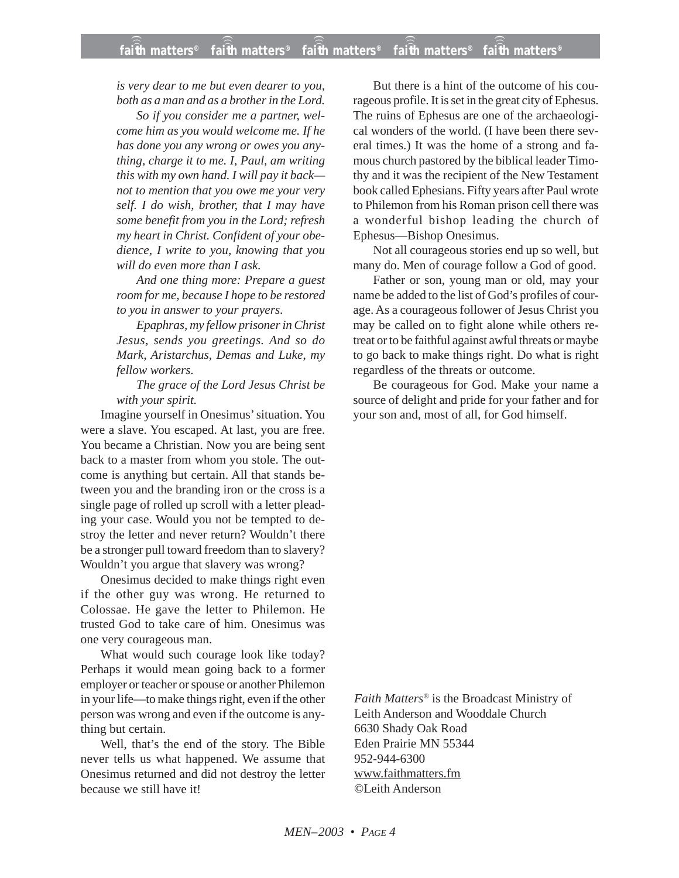*is very dear to me but even dearer to you, both as a man and as a brother in the Lord.*

*So if you consider me a partner, welcome him as you would welcome me. If he has done you any wrong or owes you anything, charge it to me. I, Paul, am writing this with my own hand. I will pay it back—not to mention that you owe me your very self. I do wish, brother, that I may have some benefit from you in the Lord; refresh my heart in Christ. Confident of your obedience, I write to you, knowing that you will do even more than I ask.*

*And one thing more: Prepare a guest room for me, because I hope to be restored to you in answer to your prayers.*

*Epaphras, my fellow prisoner in Christ Jesus, sends you greetings. And so do Mark, Aristarchus, Demas and Luke, my fellow workers.*

*The grace of the Lord Jesus Christ be with your spirit.*

Imagine yourself in Onesimus' situation. You were a slave. You escaped. At last, you are free. You became a Christian. Now you are being sent back to a master from whom you stole. The outcome is anything but certain. All that stands between you and the branding iron or the cross is a single page of rolled up scroll with a letter pleading your case. Would you not be tempted to destroy the letter and never return? Wouldn't there be a stronger pull toward freedom than to slavery? Wouldn't you argue that slavery was wrong?

Onesimus decided to make things right even if the other guy was wrong. He returned to Colossae. He gave the letter to Philemon. He trusted God to take care of him. Onesimus was one very courageous man.

What would such courage look like today? Perhaps it would mean going back to a former employer or teacher or spouse or another Philemon in your life—to make things right, even if the other person was wrong and even if the outcome is anything but certain.

Well, that's the end of the story. The Bible never tells us what happened. We assume that Onesimus returned and did not destroy the letter because we still have it!

But there is a hint of the outcome of his courageous profile. It is set in the great city of Ephesus. The ruins of Ephesus are one of the archaeological wonders of the world. (I have been there several times.) It was the home of a strong and famous church pastored by the biblical leader Timothy and it was the recipient of the New Testament book called Ephesians. Fifty years after Paul wrote to Philemon from his Roman prison cell there was a wonderful bishop leading the church of Ephesus—Bishop Onesimus.

Not all courageous stories end up so well, but many do. Men of courage follow a God of good.

Father or son, young man or old, may your name be added to the list of God's profiles of courage. As a courageous follower of Jesus Christ you may be called on to fight alone while others retreat or to be faithful against awful threats or maybe to go back to make things right. Do what is right regardless of the threats or outcome.

Be courageous for God. Make your name a source of delight and pride for your father and for your son and, most of all, for God himself.

*Faith Matters*® is the Broadcast Ministry of
Leith Anderson and Wooddale Church
6630 Shady Oak Road
Eden Prairie MN 55344
952-944-6300
www.faithmatters.fm
©Leith Anderson